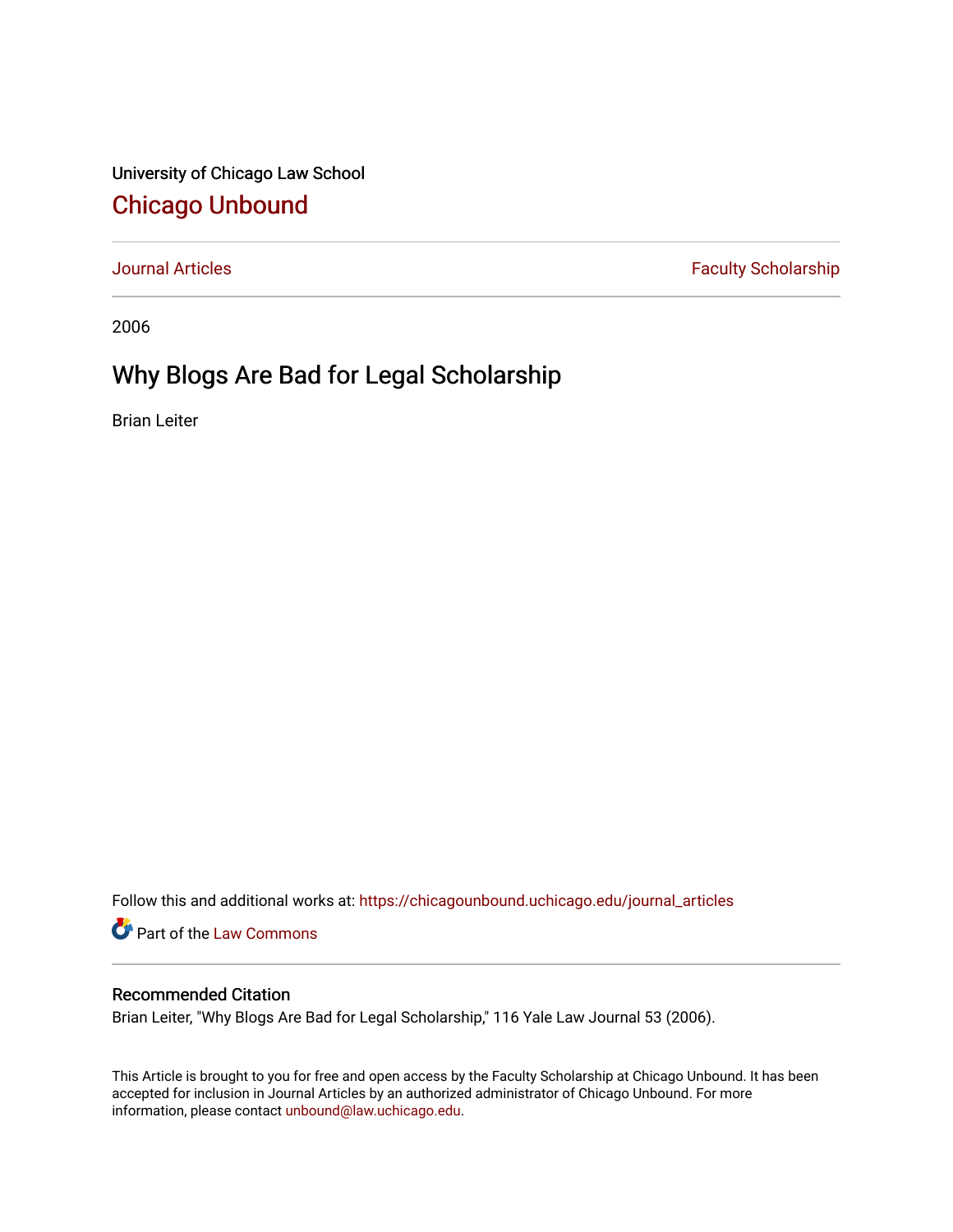University of Chicago Law School

## Chicago Unbound

Journal Articles | Faculty Scholarship

2006

# Why Blogs Are Bad for Legal Scholarship

Brian Leiter

Follow this and additional works at: https://chicagounbound.uchicago.edu/journal_articles

Part of the Law Commons

### Recommended Citation

Brian Leiter, "Why Blogs Are Bad for Legal Scholarship," 116 Yale Law Journal 53 (2006).

This Article is brought to you for free and open access by the Faculty Scholarship at Chicago Unbound. It has been accepted for inclusion in Journal Articles by an authorized administrator of Chicago Unbound. For more information, please contact unbound@law.uchicago.edu.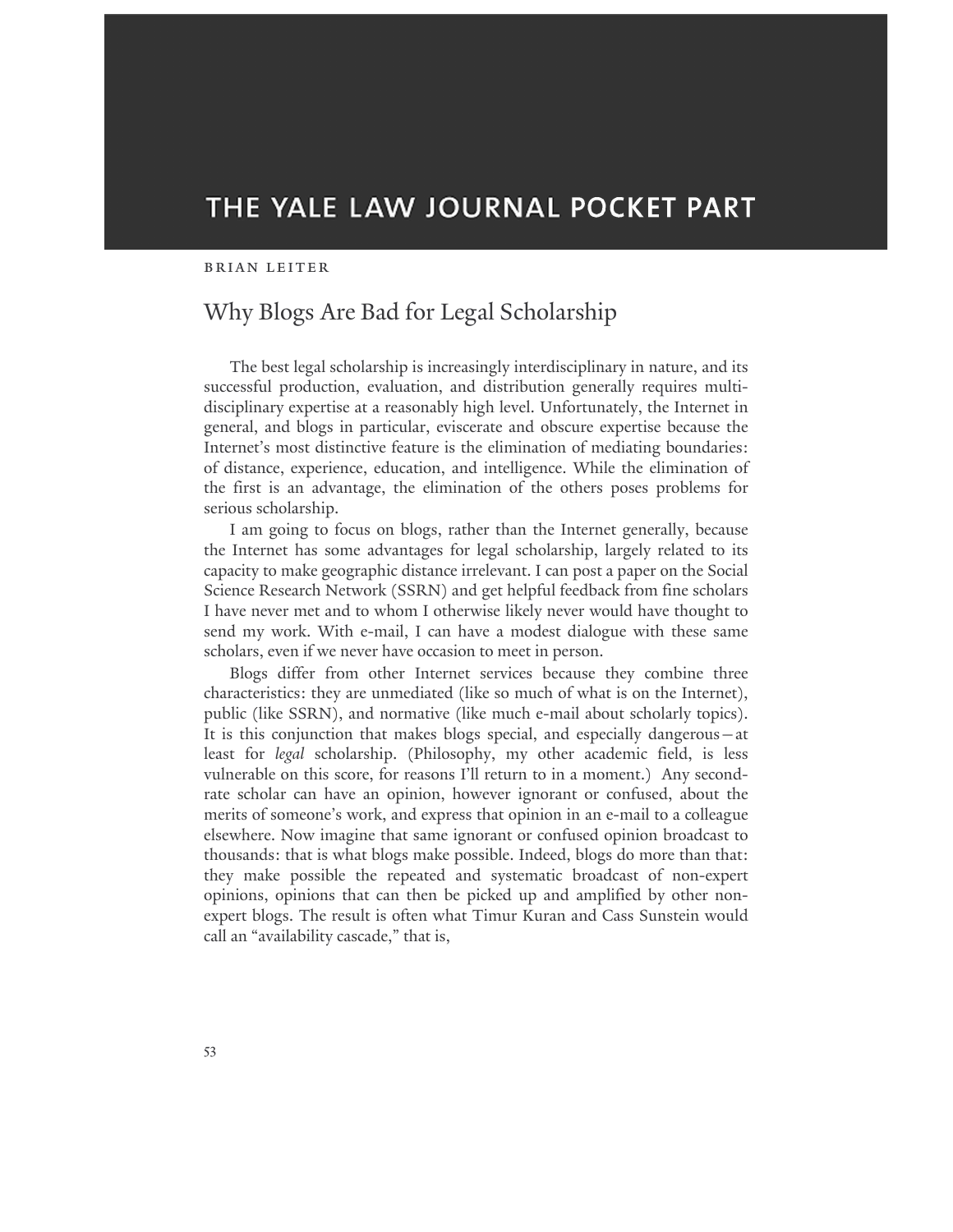THE YALE LAW JOURNAL POCKET PART

BRIAN LEITER

# Why Blogs Are Bad for Legal Scholarship

The best legal scholarship is increasingly interdisciplinary in nature, and its successful production, evaluation, and distribution generally requires multi-disciplinary expertise at a reasonably high level. Unfortunately, the Internet in general, and blogs in particular, eviscerate and obscure expertise because the Internet's most distinctive feature is the elimination of mediating boundaries: of distance, experience, education, and intelligence. While the elimination of the first is an advantage, the elimination of the others poses problems for serious scholarship.

I am going to focus on blogs, rather than the Internet generally, because the Internet has some advantages for legal scholarship, largely related to its capacity to make geographic distance irrelevant. I can post a paper on the Social Science Research Network (SSRN) and get helpful feedback from fine scholars I have never met and to whom I otherwise likely never would have thought to send my work. With e-mail, I can have a modest dialogue with these same scholars, even if we never have occasion to meet in person.

Blogs differ from other Internet services because they combine three characteristics: they are unmediated (like so much of what is on the Internet), public (like SSRN), and normative (like much e-mail about scholarly topics). It is this conjunction that makes blogs special, and especially dangerous—at least for *legal* scholarship. (Philosophy, my other academic field, is less vulnerable on this score, for reasons I'll return to in a moment.) Any second-rate scholar can have an opinion, however ignorant or confused, about the merits of someone's work, and express that opinion in an e-mail to a colleague elsewhere. Now imagine that same ignorant or confused opinion broadcast to thousands: that is what blogs make possible. Indeed, blogs do more than that: they make possible the repeated and systematic broadcast of non-expert opinions, opinions that can then be picked up and amplified by other non-expert blogs. The result is often what Timur Kuran and Cass Sunstein would call an "availability cascade," that is,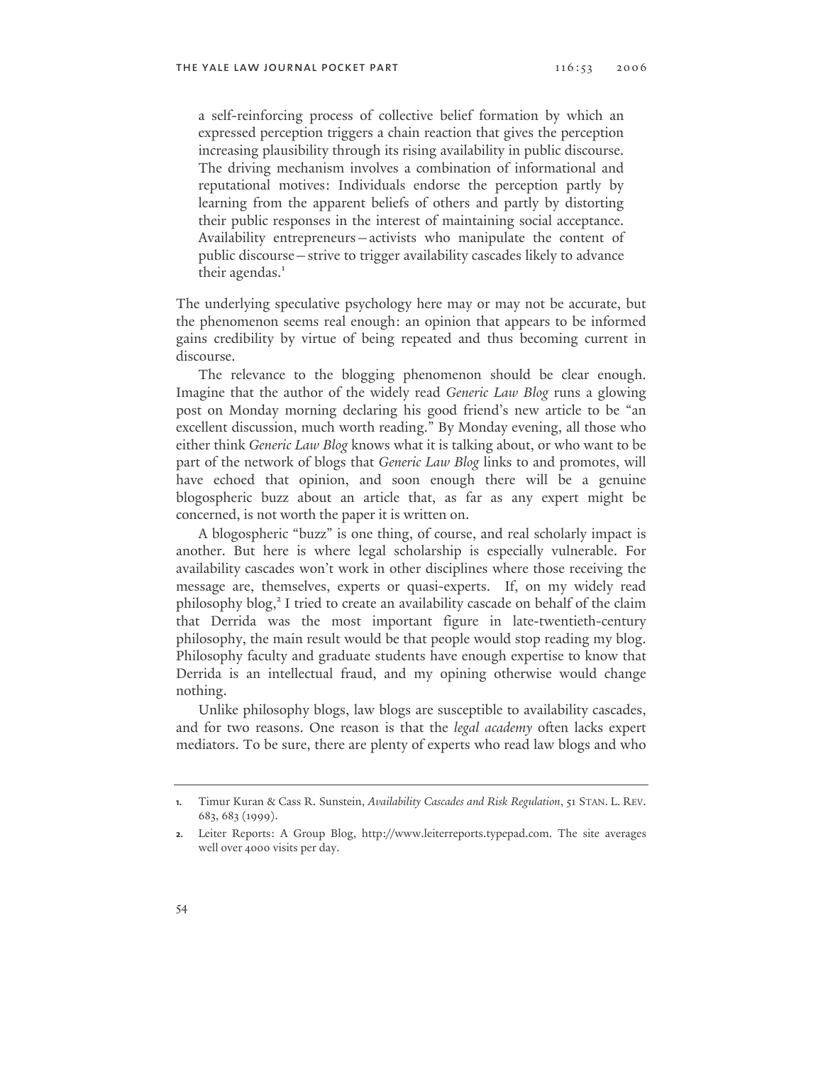> a self-reinforcing process of collective belief formation by which an expressed perception triggers a chain reaction that gives the perception increasing plausibility through its rising availability in public discourse. The driving mechanism involves a combination of informational and reputational motives: Individuals endorse the perception partly by learning from the apparent beliefs of others and partly by distorting their public responses in the interest of maintaining social acceptance. Availability entrepreneurs—activists who manipulate the content of public discourse—strive to trigger availability cascades likely to advance their agendas.[1]

The underlying speculative psychology here may or may not be accurate, but the phenomenon seems real enough: an opinion that appears to be informed gains credibility by virtue of being repeated and thus becoming current in discourse.

The relevance to the blogging phenomenon should be clear enough. Imagine that the author of the widely read *Generic Law Blog* runs a glowing post on Monday morning declaring his good friend's new article to be "an excellent discussion, much worth reading." By Monday evening, all those who either think *Generic Law Blog* knows what it is talking about, or who want to be part of the network of blogs that *Generic Law Blog* links to and promotes, will have echoed that opinion, and soon enough there will be a genuine blogospheric buzz about an article that, as far as any expert might be concerned, is not worth the paper it is written on.

A blogospheric "buzz" is one thing, of course, and real scholarly impact is another. But here is where legal scholarship is especially vulnerable. For availability cascades won't work in other disciplines where those receiving the message are, themselves, experts or quasi-experts. If, on my widely read philosophy blog,[2] I tried to create an availability cascade on behalf of the claim that Derrida was the most important figure in late-twentieth-century philosophy, the main result would be that people would stop reading my blog. Philosophy faculty and graduate students have enough expertise to know that Derrida is an intellectual fraud, and my opining otherwise would change nothing.

Unlike philosophy blogs, law blogs are susceptible to availability cascades, and for two reasons. One reason is that the *legal academy* often lacks expert mediators. To be sure, there are plenty of experts who read law blogs and who

---

1. Timur Kuran & Cass R. Sunstein, *Availability Cascades and Risk Regulation*, 51 STAN. L. REV. 683, 683 (1999).

2. Leiter Reports: A Group Blog, http://www.leiterreports.typepad.com. The site averages well over 4000 visits per day.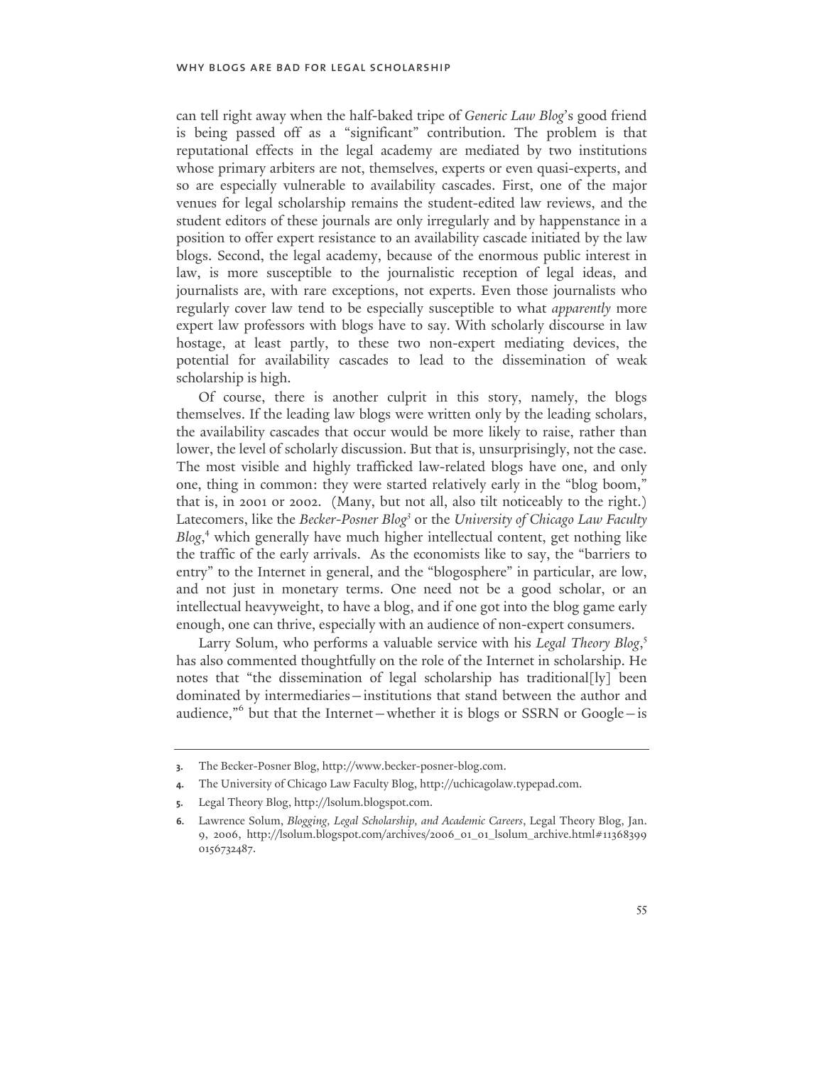can tell right away when the half-baked tripe of *Generic Law Blog*'s good friend is being passed off as a "significant" contribution. The problem is that reputational effects in the legal academy are mediated by two institutions whose primary arbiters are not, themselves, experts or even quasi-experts, and so are especially vulnerable to availability cascades. First, one of the major venues for legal scholarship remains the student-edited law reviews, and the student editors of these journals are only irregularly and by happenstance in a position to offer expert resistance to an availability cascade initiated by the law blogs. Second, the legal academy, because of the enormous public interest in law, is more susceptible to the journalistic reception of legal ideas, and journalists are, with rare exceptions, not experts. Even those journalists who regularly cover law tend to be especially susceptible to what *apparently* more expert law professors with blogs have to say. With scholarly discourse in law hostage, at least partly, to these two non-expert mediating devices, the potential for availability cascades to lead to the dissemination of weak scholarship is high.

Of course, there is another culprit in this story, namely, the blogs themselves. If the leading law blogs were written only by the leading scholars, the availability cascades that occur would be more likely to raise, rather than lower, the level of scholarly discussion. But that is, unsurprisingly, not the case. The most visible and highly trafficked law-related blogs have one, and only one, thing in common: they were started relatively early in the "blog boom," that is, in 2001 or 2002. (Many, but not all, also tilt noticeably to the right.) Latecomers, like the *Becker-Posner Blog*[3] or the *University of Chicago Law Faculty Blog*,[4] which generally have much higher intellectual content, get nothing like the traffic of the early arrivals. As the economists like to say, the "barriers to entry" to the Internet in general, and the "blogosphere" in particular, are low, and not just in monetary terms. One need not be a good scholar, or an intellectual heavyweight, to have a blog, and if one got into the blog game early enough, one can thrive, especially with an audience of non-expert consumers.

Larry Solum, who performs a valuable service with his *Legal Theory Blog*,[5] has also commented thoughtfully on the role of the Internet in scholarship. He notes that "the dissemination of legal scholarship has traditional[ly] been dominated by intermediaries—institutions that stand between the author and audience,"[6] but that the Internet—whether it is blogs or SSRN or Google—is

---

3. The Becker-Posner Blog, http://www.becker-posner-blog.com.

4. The University of Chicago Law Faculty Blog, http://uchicagolaw.typepad.com.

5. Legal Theory Blog, http://lsolum.blogspot.com.

6. Lawrence Solum, *Blogging, Legal Scholarship, and Academic Careers*, Legal Theory Blog, Jan. 9, 2006, http://lsolum.blogspot.com/archives/2006_01_01_lsolum_archive.html#113683990156732487.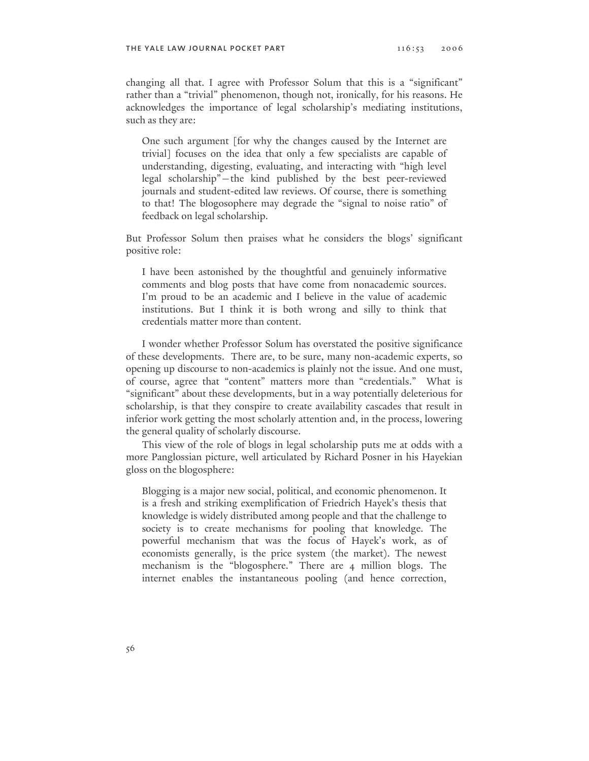changing all that. I agree with Professor Solum that this is a "significant" rather than a "trivial" phenomenon, though not, ironically, for his reasons. He acknowledges the importance of legal scholarship's mediating institutions, such as they are:

> One such argument [for why the changes caused by the Internet are trivial] focuses on the idea that only a few specialists are capable of understanding, digesting, evaluating, and interacting with "high level legal scholarship"—the kind published by the best peer-reviewed journals and student-edited law reviews. Of course, there is something to that! The blogosophere may degrade the "signal to noise ratio" of feedback on legal scholarship.

But Professor Solum then praises what he considers the blogs' significant positive role:

> I have been astonished by the thoughtful and genuinely informative comments and blog posts that have come from nonacademic sources. I'm proud to be an academic and I believe in the value of academic institutions. But I think it is both wrong and silly to think that credentials matter more than content.

I wonder whether Professor Solum has overstated the positive significance of these developments. There are, to be sure, many non-academic experts, so opening up discourse to non-academics is plainly not the issue. And one must, of course, agree that "content" matters more than "credentials." What is "significant" about these developments, but in a way potentially deleterious for scholarship, is that they conspire to create availability cascades that result in inferior work getting the most scholarly attention and, in the process, lowering the general quality of scholarly discourse.

This view of the role of blogs in legal scholarship puts me at odds with a more Panglossian picture, well articulated by Richard Posner in his Hayekian gloss on the blogosphere:

> Blogging is a major new social, political, and economic phenomenon. It is a fresh and striking exemplification of Friedrich Hayek's thesis that knowledge is widely distributed among people and that the challenge to society is to create mechanisms for pooling that knowledge. The powerful mechanism that was the focus of Hayek's work, as of economists generally, is the price system (the market). The newest mechanism is the "blogosphere." There are 4 million blogs. The internet enables the instantaneous pooling (and hence correction,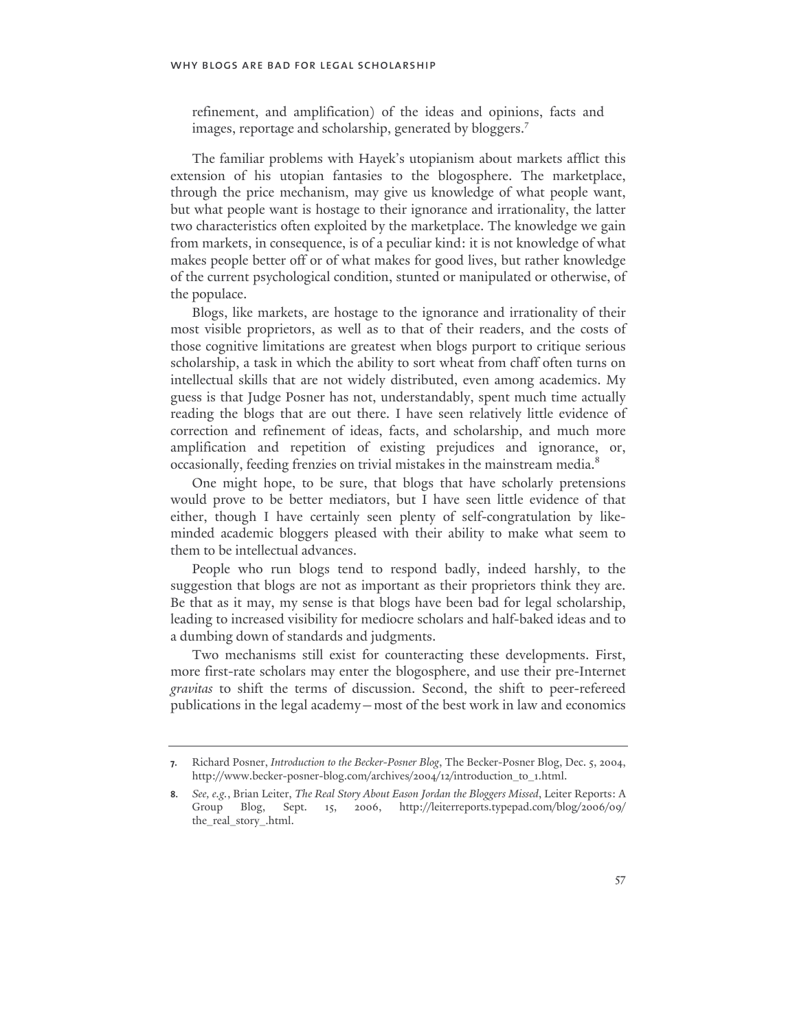refinement, and amplification) of the ideas and opinions, facts and images, reportage and scholarship, generated by bloggers.[7]

The familiar problems with Hayek's utopianism about markets afflict this extension of his utopian fantasies to the blogosphere. The marketplace, through the price mechanism, may give us knowledge of what people want, but what people want is hostage to their ignorance and irrationality, the latter two characteristics often exploited by the marketplace. The knowledge we gain from markets, in consequence, is of a peculiar kind: it is not knowledge of what makes people better off or of what makes for good lives, but rather knowledge of the current psychological condition, stunted or manipulated or otherwise, of the populace.

Blogs, like markets, are hostage to the ignorance and irrationality of their most visible proprietors, as well as to that of their readers, and the costs of those cognitive limitations are greatest when blogs purport to critique serious scholarship, a task in which the ability to sort wheat from chaff often turns on intellectual skills that are not widely distributed, even among academics. My guess is that Judge Posner has not, understandably, spent much time actually reading the blogs that are out there. I have seen relatively little evidence of correction and refinement of ideas, facts, and scholarship, and much more amplification and repetition of existing prejudices and ignorance, or, occasionally, feeding frenzies on trivial mistakes in the mainstream media.[8]

One might hope, to be sure, that blogs that have scholarly pretensions would prove to be better mediators, but I have seen little evidence of that either, though I have certainly seen plenty of self-congratulation by like-minded academic bloggers pleased with their ability to make what seem to them to be intellectual advances.

People who run blogs tend to respond badly, indeed harshly, to the suggestion that blogs are not as important as their proprietors think they are. Be that as it may, my sense is that blogs have been bad for legal scholarship, leading to increased visibility for mediocre scholars and half-baked ideas and to a dumbing down of standards and judgments.

Two mechanisms still exist for counteracting these developments. First, more first-rate scholars may enter the blogosphere, and use their pre-Internet *gravitas* to shift the terms of discussion. Second, the shift to peer-refereed publications in the legal academy—most of the best work in law and economics

---

**7.** Richard Posner, *Introduction to the Becker-Posner Blog*, The Becker-Posner Blog, Dec. 5, 2004, http://www.becker-posner-blog.com/archives/2004/12/introduction_to_1.html.

**8.** *See, e.g.*, Brian Leiter, *The Real Story About Eason Jordan the Bloggers Missed*, Leiter Reports: A Group Blog, Sept. 15, 2006, http://leiterreports.typepad.com/blog/2006/09/the_real_story_.html.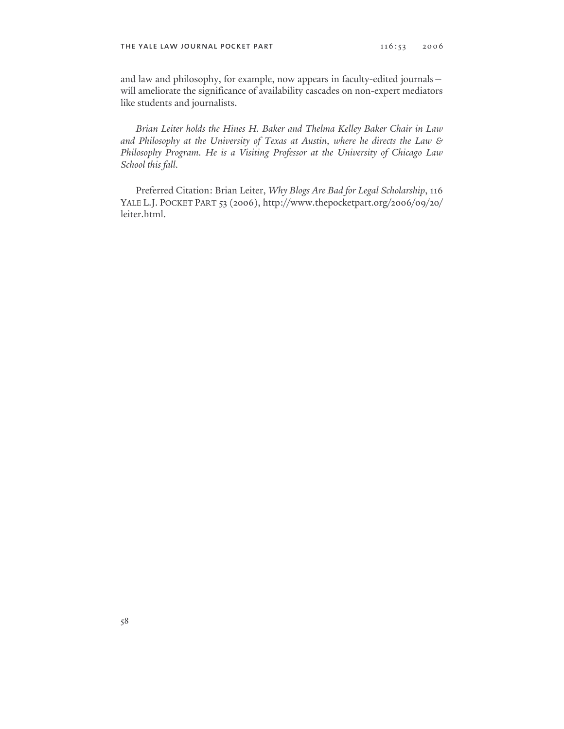and law and philosophy, for example, now appears in faculty-edited journals—will ameliorate the significance of availability cascades on non-expert mediators like students and journalists.

*Brian Leiter holds the Hines H. Baker and Thelma Kelley Baker Chair in Law and Philosophy at the University of Texas at Austin, where he directs the Law & Philosophy Program. He is a Visiting Professor at the University of Chicago Law School this fall.*

Preferred Citation: Brian Leiter, *Why Blogs Are Bad for Legal Scholarship*, 116 YALE L.J. POCKET PART 53 (2006), http://www.thepocketpart.org/2006/09/20/leiter.html.